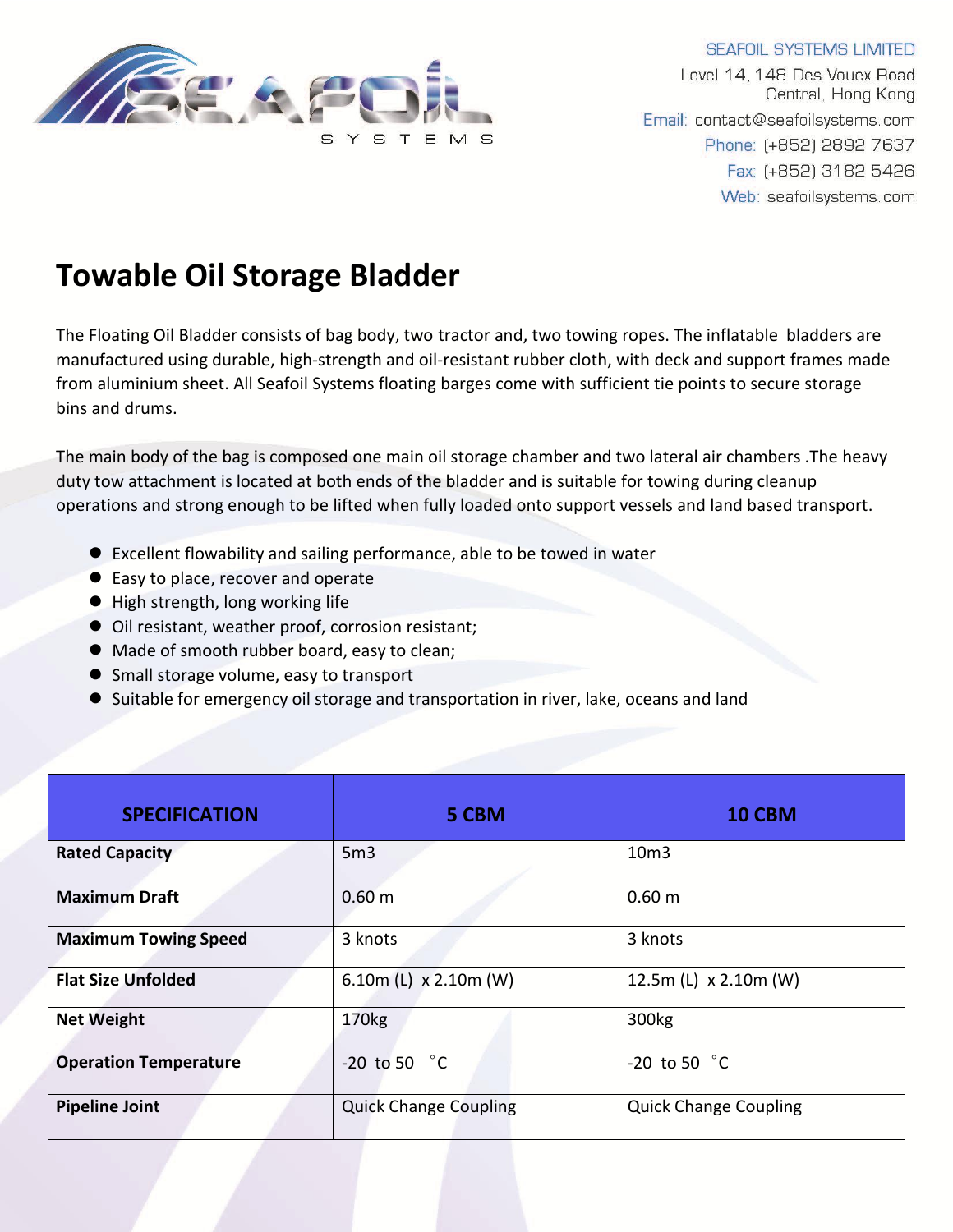SEAFOIL SYSTEMS LIMITED
Level 14, 148 Des Vouex Road
Central, Hong Kong
Email: contact@seafoilsystems.com
Phone: (+852) 2892 7637
Fax: (+852) 3182 5426
Web: seafoilsystems.com

# Towable Oil Storage Bladder

The Floating Oil Bladder consists of bag body, two tractor and, two towing ropes. The inflatable bladders are manufactured using durable, high-strength and oil-resistant rubber cloth, with deck and support frames made from aluminium sheet. All Seafoil Systems floating barges come with sufficient tie points to secure storage bins and drums.

The main body of the bag is composed one main oil storage chamber and two lateral air chambers .The heavy duty tow attachment is located at both ends of the bladder and is suitable for towing during cleanup operations and strong enough to be lifted when fully loaded onto support vessels and land based transport.

- Excellent flowability and sailing performance, able to be towed in water
- Easy to place, recover and operate
- High strength, long working life
- Oil resistant, weather proof, corrosion resistant;
- Made of smooth rubber board, easy to clean;
- Small storage volume, easy to transport
- Suitable for emergency oil storage and transportation in river, lake, oceans and land

| SPECIFICATION | 5 CBM | 10 CBM |
|---|---|---|
| **Rated Capacity** | 5m3 | 10m3 |
| **Maximum Draft** | 0.60 m | 0.60 m |
| **Maximum Towing Speed** | 3 knots | 3 knots |
| **Flat Size Unfolded** | 6.10m (L) x 2.10m (W) | 12.5m (L) x 2.10m (W) |
| **Net Weight** | 170kg | 300kg |
| **Operation Temperature** | -20 to 50 °C | -20 to 50 °C |
| **Pipeline Joint** | Quick Change Coupling | Quick Change Coupling |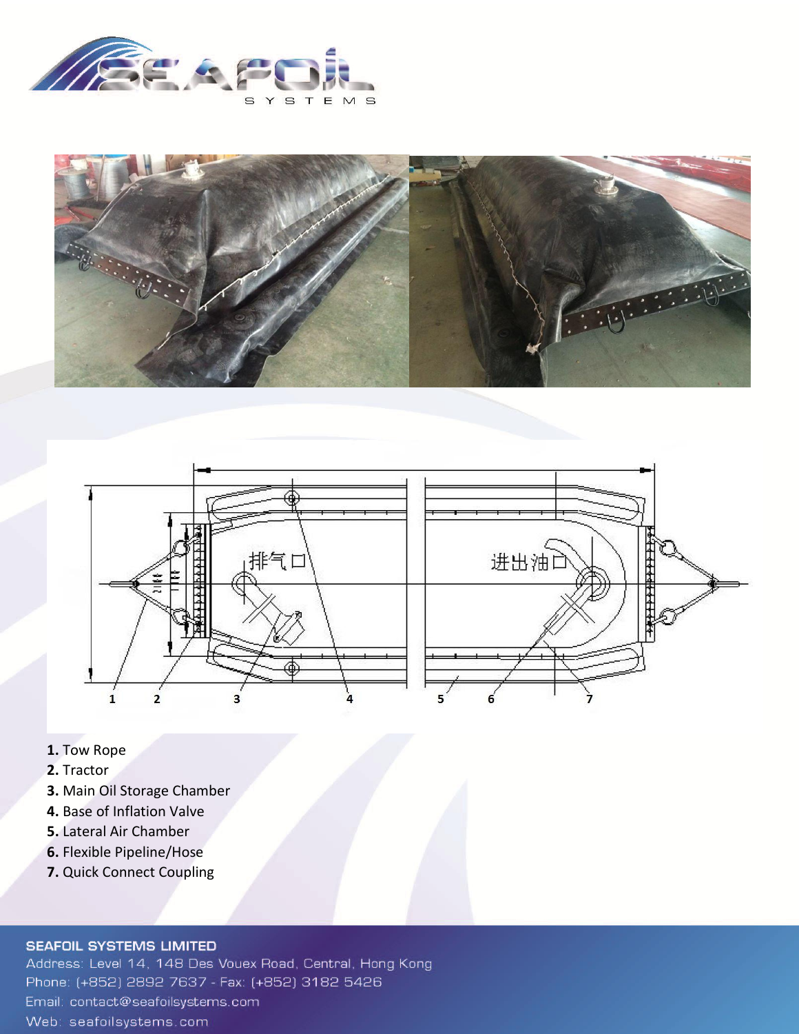1. Tow Rope
2. Tractor
3. Main Oil Storage Chamber
4. Base of Inflation Valve
5. Lateral Air Chamber
6. Flexible Pipeline/Hose
7. Quick Connect Coupling

**SEAFOIL SYSTEMS LIMITED**
Address: Level 14, 148 Des Vouex Road, Central, Hong Kong
Phone: (+852) 2892 7637 - Fax: (+852) 3182 5426
Email: contact@seafoilsystems.com
Web: seafoilsystems.com